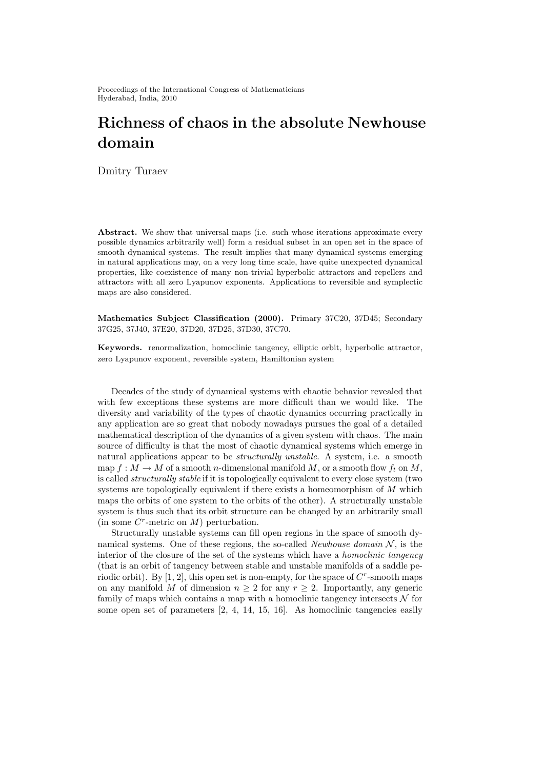Proceedings of the International Congress of Mathematicians
Hyderabad, India, 2010

# Richness of chaos in the absolute Newhouse domain

Dmitry Turaev

**Abstract.** We show that universal maps (i.e. such whose iterations approximate every possible dynamics arbitrarily well) form a residual subset in an open set in the space of smooth dynamical systems. The result implies that many dynamical systems emerging in natural applications may, on a very long time scale, have quite unexpected dynamical properties, like coexistence of many non-trivial hyperbolic attractors and repellers and attractors with all zero Lyapunov exponents. Applications to reversible and symplectic maps are also considered.

**Mathematics Subject Classification (2000).** Primary 37C20, 37D45; Secondary 37G25, 37J40, 37E20, 37D20, 37D25, 37D30, 37C70.

**Keywords.** renormalization, homoclinic tangency, elliptic orbit, hyperbolic attractor, zero Lyapunov exponent, reversible system, Hamiltonian system

Decades of the study of dynamical systems with chaotic behavior revealed that with few exceptions these systems are more difficult than we would like. The diversity and variability of the types of chaotic dynamics occurring practically in any application are so great that nobody nowadays pursues the goal of a detailed mathematical description of the dynamics of a given system with chaos. The main source of difficulty is that the most of chaotic dynamical systems which emerge in natural applications appear to be *structurally unstable*. A system, i.e. a smooth map $f : M \to M$ of a smooth $n$-dimensional manifold $M$, or a smooth flow $f_t$ on $M$, is called *structurally stable* if it is topologically equivalent to every close system (two systems are topologically equivalent if there exists a homeomorphism of $M$ which maps the orbits of one system to the orbits of the other). A structurally unstable system is thus such that its orbit structure can be changed by an arbitrarily small (in some $C^r$-metric on $M$) perturbation.

Structurally unstable systems can fill open regions in the space of smooth dynamical systems. One of these regions, the so-called *Newhouse domain* $\mathcal{N}$, is the interior of the closure of the set of the systems which have a *homoclinic tangency* (that is an orbit of tangency between stable and unstable manifolds of a saddle periodic orbit). By [1, 2], this open set is non-empty, for the space of $C^r$-smooth maps on any manifold $M$ of dimension $n \geq 2$ for any $r \geq 2$. Importantly, any generic family of maps which contains a map with a homoclinic tangency intersects $\mathcal{N}$ for some open set of parameters [2, 4, 14, 15, 16]. As homoclinic tangencies easily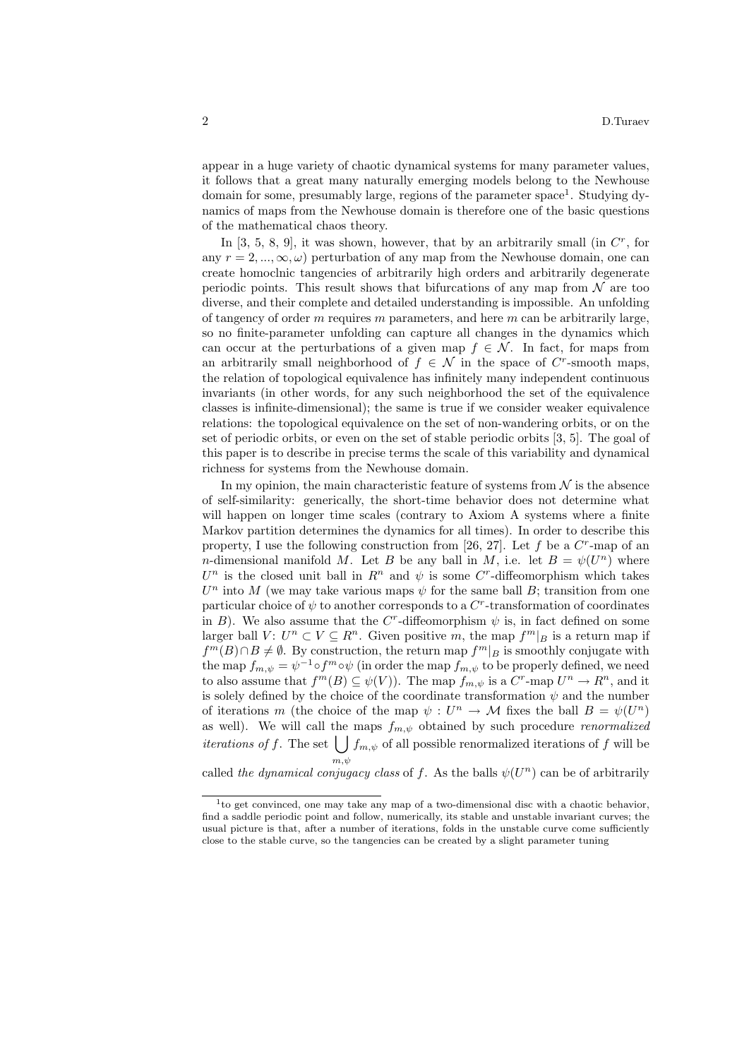appear in a huge variety of chaotic dynamical systems for many parameter values, it follows that a great many naturally emerging models belong to the Newhouse domain for some, presumably large, regions of the parameter space[1]. Studying dynamics of maps from the Newhouse domain is therefore one of the basic questions of the mathematical chaos theory.

In [3, 5, 8, 9], it was shown, however, that by an arbitrarily small (in $C^r$, for any $r = 2, ..., \infty, \omega$) perturbation of any map from the Newhouse domain, one can create homoclnic tangencies of arbitrarily high orders and arbitrarily degenerate periodic points. This result shows that bifurcations of any map from $\mathcal{N}$ are too diverse, and their complete and detailed understanding is impossible. An unfolding of tangency of order $m$ requires $m$ parameters, and here $m$ can be arbitrarily large, so no finite-parameter unfolding can capture all changes in the dynamics which can occur at the perturbations of a given map $f \in \mathcal{N}$. In fact, for maps from an arbitrarily small neighborhood of $f \in \mathcal{N}$ in the space of $C^r$-smooth maps, the relation of topological equivalence has infinitely many independent continuous invariants (in other words, for any such neighborhood the set of the equivalence classes is infinite-dimensional); the same is true if we consider weaker equivalence relations: the topological equivalence on the set of non-wandering orbits, or on the set of periodic orbits, or even on the set of stable periodic orbits [3, 5]. The goal of this paper is to describe in precise terms the scale of this variability and dynamical richness for systems from the Newhouse domain.

In my opinion, the main characteristic feature of systems from $\mathcal{N}$ is the absence of self-similarity: generically, the short-time behavior does not determine what will happen on longer time scales (contrary to Axiom A systems where a finite Markov partition determines the dynamics for all times). In order to describe this property, I use the following construction from [26, 27]. Let $f$ be a $C^r$-map of an $n$-dimensional manifold $M$. Let $B$ be any ball in $M$, i.e. let $B = \psi(U^n)$ where $U^n$ is the closed unit ball in $R^n$ and $\psi$ is some $C^r$-diffeomorphism which takes $U^n$ into $M$ (we may take various maps $\psi$ for the same ball $B$; transition from one particular choice of $\psi$ to another corresponds to a $C^r$-transformation of coordinates in $B$). We also assume that the $C^r$-diffeomorphism $\psi$ is, in fact defined on some larger ball $V$: $U^n \subset V \subseteq R^n$. Given positive $m$, the map $f^m|_B$ is a return map if $f^m(B) \cap B \neq \emptyset$. By construction, the return map $f^m|_B$ is smoothly conjugate with the map $f_{m,\psi} = \psi^{-1} \circ f^m \circ \psi$ (in order the map $f_{m,\psi}$ to be properly defined, we need to also assume that $f^m(B) \subseteq \psi(V)$). The map $f_{m,\psi}$ is a $C^r$-map $U^n \to R^n$, and it is solely defined by the choice of the coordinate transformation $\psi$ and the number of iterations $m$ (the choice of the map $\psi : U^n \to \mathcal{M}$ fixes the ball $B = \psi(U^n)$ as well). We will call the maps $f_{m,\psi}$ obtained by such procedure *renormalized iterations of $f$*. The set $\bigcup_{m,\psi} f_{m,\psi}$ of all possible renormalized iterations of $f$ will be called *the dynamical conjugacy class* of $f$. As the balls $\psi(U^n)$ can be of arbitrarily

[1] to get convinced, one may take any map of a two-dimensional disc with a chaotic behavior, find a saddle periodic point and follow, numerically, its stable and unstable invariant curves; the usual picture is that, after a number of iterations, folds in the unstable curve come sufficiently close to the stable curve, so the tangencies can be created by a slight parameter tuning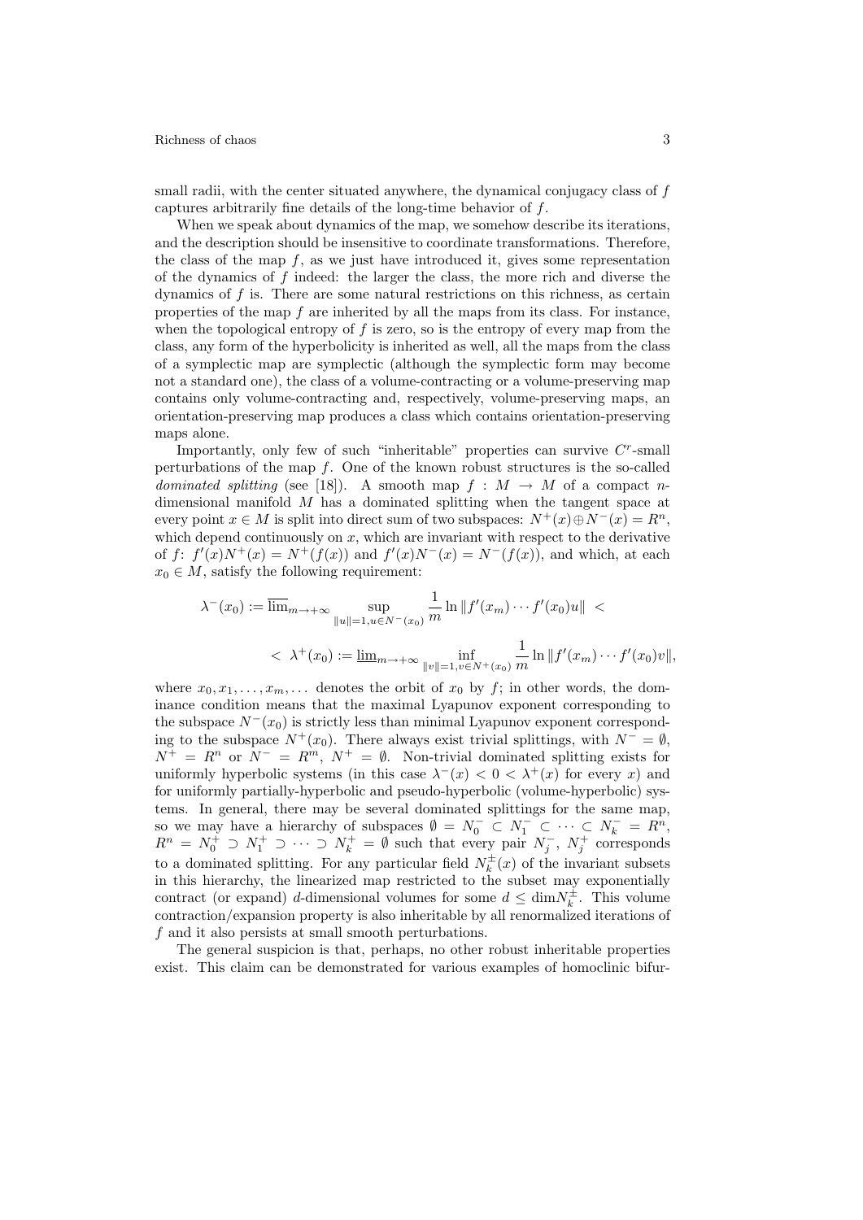small radii, with the center situated anywhere, the dynamical conjugacy class of $f$ captures arbitrarily fine details of the long-time behavior of $f$.

When we speak about dynamics of the map, we somehow describe its iterations, and the description should be insensitive to coordinate transformations. Therefore, the class of the map $f$, as we just have introduced it, gives some representation of the dynamics of $f$ indeed: the larger the class, the more rich and diverse the dynamics of $f$ is. There are some natural restrictions on this richness, as certain properties of the map $f$ are inherited by all the maps from its class. For instance, when the topological entropy of $f$ is zero, so is the entropy of every map from the class, any form of the hyperbolicity is inherited as well, all the maps from the class of a symplectic map are symplectic (although the symplectic form may become not a standard one), the class of a volume-contracting or a volume-preserving map contains only volume-contracting and, respectively, volume-preserving maps, an orientation-preserving map produces a class which contains orientation-preserving maps alone.

Importantly, only few of such "inheritable" properties can survive $C^r$-small perturbations of the map $f$. One of the known robust structures is the so-called *dominated splitting* (see [18]). A smooth map $f : M \to M$ of a compact $n$-dimensional manifold $M$ has a dominated splitting when the tangent space at every point $x \in M$ is split into direct sum of two subspaces: $N^+(x) \oplus N^-(x) = R^n$, which depend continuously on $x$, which are invariant with respect to the derivative of $f$: $f'(x)N^+(x) = N^+(f(x))$ and $f'(x)N^-(x) = N^-(f(x))$, and which, at each $x_0 \in M$, satisfy the following requirement:

$$\lambda^-(x_0) := \overline{\lim}_{m\to+\infty} \sup_{\|u\|=1, u\in N^-(x_0)} \frac{1}{m} \ln \|f'(x_m)\cdots f'(x_0)u\| <$$

$$< \lambda^+(x_0) := \underline{\lim}_{m\to+\infty} \inf_{\|v\|=1, v\in N^+(x_0)} \frac{1}{m} \ln \|f'(x_m)\cdots f'(x_0)v\|,$$

where $x_0, x_1, \ldots, x_m, \ldots$ denotes the orbit of $x_0$ by $f$; in other words, the dominance condition means that the maximal Lyapunov exponent corresponding to the subspace $N^-(x_0)$ is strictly less than minimal Lyapunov exponent corresponding to the subspace $N^+(x_0)$. There always exist trivial splittings, with $N^- = \emptyset$, $N^+ = R^n$ or $N^- = R^m$, $N^+ = \emptyset$. Non-trivial dominated splitting exists for uniformly hyperbolic systems (in this case $\lambda^-(x) < 0 < \lambda^+(x)$ for every $x$) and for uniformly partially-hyperbolic and pseudo-hyperbolic (volume-hyperbolic) systems. In general, there may be several dominated splittings for the same map, so we may have a hierarchy of subspaces $\emptyset = N_0^- \subset N_1^- \subset \cdots \subset N_k^- = R^n$, $R^n = N_0^+ \supset N_1^+ \supset \cdots \supset N_k^+ = \emptyset$ such that every pair $N_j^-$, $N_j^+$ corresponds to a dominated splitting. For any particular field $N_k^\pm(x)$ of the invariant subsets in this hierarchy, the linearized map restricted to the subset may exponentially contract (or expand) $d$-dimensional volumes for some $d \leq \dim N_k^\pm$. This volume contraction/expansion property is also inheritable by all renormalized iterations of $f$ and it also persists at small smooth perturbations.

The general suspicion is that, perhaps, no other robust inheritable properties exist. This claim can be demonstrated for various examples of homoclinic bifur-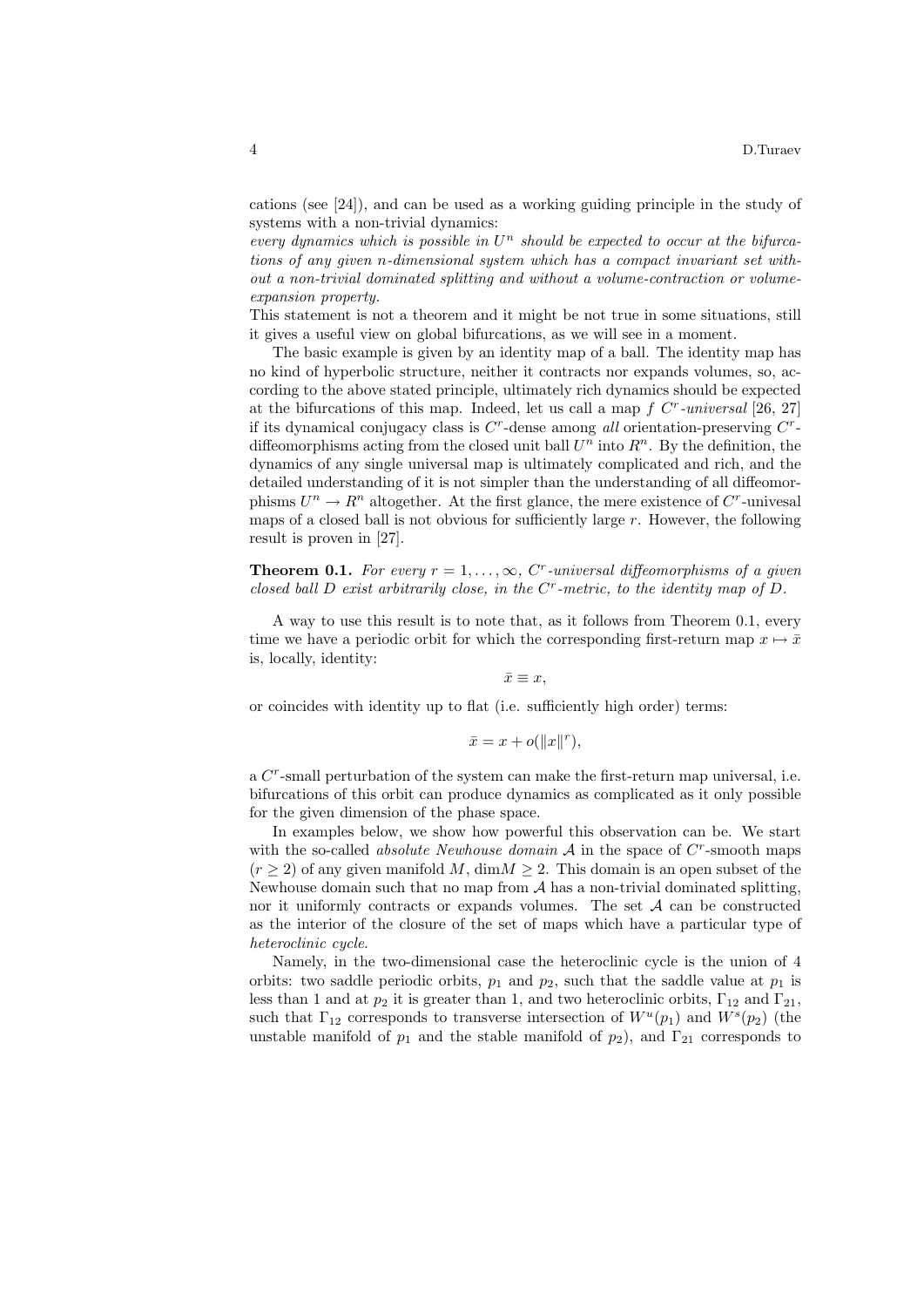cations (see [24]), and can be used as a working guiding principle in the study of systems with a non-trivial dynamics:
*every dynamics which is possible in $U^n$ should be expected to occur at the bifurcations of any given n-dimensional system which has a compact invariant set without a non-trivial dominated splitting and without a volume-contraction or volume-expansion property.*
This statement is not a theorem and it might be not true in some situations, still it gives a useful view on global bifurcations, as we will see in a moment.

The basic example is given by an identity map of a ball. The identity map has no kind of hyperbolic structure, neither it contracts nor expands volumes, so, according to the above stated principle, ultimately rich dynamics should be expected at the bifurcations of this map. Indeed, let us call a map $f$ *$C^r$-universal* [26, 27] if its dynamical conjugacy class is $C^r$-dense among *all* orientation-preserving $C^r$-diffeomorphisms acting from the closed unit ball $U^n$ into $R^n$. By the definition, the dynamics of any single universal map is ultimately complicated and rich, and the detailed understanding of it is not simpler than the understanding of all diffeomorphisms $U^n \to R^n$ altogether. At the first glance, the mere existence of $C^r$-univesal maps of a closed ball is not obvious for sufficiently large $r$. However, the following result is proven in [27].

**Theorem 0.1.** *For every $r = 1, \ldots, \infty$, $C^r$-universal diffeomorphisms of a given closed ball $D$ exist arbitrarily close, in the $C^r$-metric, to the identity map of $D$.*

A way to use this result is to note that, as it follows from Theorem 0.1, every time we have a periodic orbit for which the corresponding first-return map $x \mapsto \bar{x}$ is, locally, identity:

$$\bar{x} \equiv x,$$

or coincides with identity up to flat (i.e. sufficiently high order) terms:

$$\bar{x} = x + o(\|x\|^r),$$

a $C^r$-small perturbation of the system can make the first-return map universal, i.e. bifurcations of this orbit can produce dynamics as complicated as it only possible for the given dimension of the phase space.

In examples below, we show how powerful this observation can be. We start with the so-called *absolute Newhouse domain* $\mathcal{A}$ in the space of $C^r$-smooth maps ($r \geq 2$) of any given manifold $M$, $\dim M \geq 2$. This domain is an open subset of the Newhouse domain such that no map from $\mathcal{A}$ has a non-trivial dominated splitting, nor it uniformly contracts or expands volumes. The set $\mathcal{A}$ can be constructed as the interior of the closure of the set of maps which have a particular type of *heteroclinic cycle*.

Namely, in the two-dimensional case the heteroclinic cycle is the union of 4 orbits: two saddle periodic orbits, $p_1$ and $p_2$, such that the saddle value at $p_1$ is less than 1 and at $p_2$ it is greater than 1, and two heteroclinic orbits, $\Gamma_{12}$ and $\Gamma_{21}$, such that $\Gamma_{12}$ corresponds to transverse intersection of $W^u(p_1)$ and $W^s(p_2)$ (the unstable manifold of $p_1$ and the stable manifold of $p_2$), and $\Gamma_{21}$ corresponds to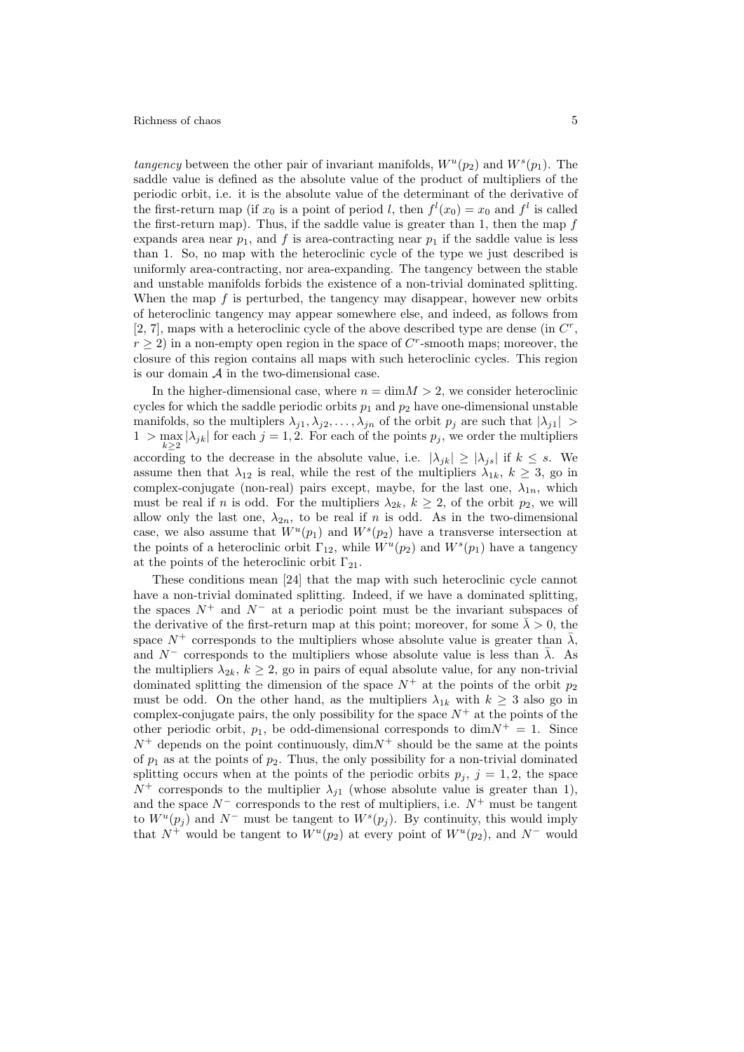*tangency* between the other pair of invariant manifolds, $W^u(p_2)$ and $W^s(p_1)$. The saddle value is defined as the absolute value of the product of multipliers of the periodic orbit, i.e. it is the absolute value of the determinant of the derivative of the first-return map (if $x_0$ is a point of period $l$, then $f^l(x_0) = x_0$ and $f^l$ is called the first-return map). Thus, if the saddle value is greater than 1, then the map $f$ expands area near $p_1$, and $f$ is area-contracting near $p_1$ if the saddle value is less than 1. So, no map with the heteroclinic cycle of the type we just described is uniformly area-contracting, nor area-expanding. The tangency between the stable and unstable manifolds forbids the existence of a non-trivial dominated splitting. When the map $f$ is perturbed, the tangency may disappear, however new orbits of heteroclinic tangency may appear somewhere else, and indeed, as follows from [2, 7], maps with a heteroclinic cycle of the above described type are dense (in $C^r$, $r \geq 2$) in a non-empty open region in the space of $C^r$-smooth maps; moreover, the closure of this region contains all maps with such heteroclinic cycles. This region is our domain $\mathcal{A}$ in the two-dimensional case.

In the higher-dimensional case, where $n = \dim M > 2$, we consider heteroclinic cycles for which the saddle periodic orbits $p_1$ and $p_2$ have one-dimensional unstable manifolds, so the multiplers $\lambda_{j1}, \lambda_{j2}, \ldots, \lambda_{jn}$ of the orbit $p_j$ are such that $|\lambda_{j1}| > 1 > \max\limits_{k \geq 2} |\lambda_{jk}|$ for each $j = 1, 2$. For each of the points $p_j$, we order the multipliers according to the decrease in the absolute value, i.e. $|\lambda_{jk}| \geq |\lambda_{js}|$ if $k \leq s$. We assume then that $\lambda_{12}$ is real, while the rest of the multipliers $\lambda_{1k}$, $k \geq 3$, go in complex-conjugate (non-real) pairs except, maybe, for the last one, $\lambda_{1n}$, which must be real if $n$ is odd. For the multipliers $\lambda_{2k}$, $k \geq 2$, of the orbit $p_2$, we will allow only the last one, $\lambda_{2n}$, to be real if $n$ is odd. As in the two-dimensional case, we also assume that $W^u(p_1)$ and $W^s(p_2)$ have a transverse intersection at the points of a heteroclinic orbit $\Gamma_{12}$, while $W^u(p_2)$ and $W^s(p_1)$ have a tangency at the points of the heteroclinic orbit $\Gamma_{21}$.

These conditions mean [24] that the map with such heteroclinic cycle cannot have a non-trivial dominated splitting. Indeed, if we have a dominated splitting, the spaces $N^+$ and $N^-$ at a periodic point must be the invariant subspaces of the derivative of the first-return map at this point; moreover, for some $\bar{\lambda} > 0$, the space $N^+$ corresponds to the multipliers whose absolute value is greater than $\bar{\lambda}$, and $N^-$ corresponds to the multipliers whose absolute value is less than $\bar{\lambda}$. As the multipliers $\lambda_{2k}$, $k \geq 2$, go in pairs of equal absolute value, for any non-trivial dominated splitting the dimension of the space $N^+$ at the points of the orbit $p_2$ must be odd. On the other hand, as the multipliers $\lambda_{1k}$ with $k \geq 3$ also go in complex-conjugate pairs, the only possibility for the space $N^+$ at the points of the other periodic orbit, $p_1$, be odd-dimensional corresponds to $\dim N^+ = 1$. Since $N^+$ depends on the point continuously, $\dim N^+$ should be the same at the points of $p_1$ as at the points of $p_2$. Thus, the only possibility for a non-trivial dominated splitting occurs when at the points of the periodic orbits $p_j$, $j = 1, 2$, the space $N^+$ corresponds to the multiplier $\lambda_{j1}$ (whose absolute value is greater than 1), and the space $N^-$ corresponds to the rest of multipliers, i.e. $N^+$ must be tangent to $W^u(p_j)$ and $N^-$ must be tangent to $W^s(p_j)$. By continuity, this would imply that $N^+$ would be tangent to $W^u(p_2)$ at every point of $W^u(p_2)$, and $N^-$ would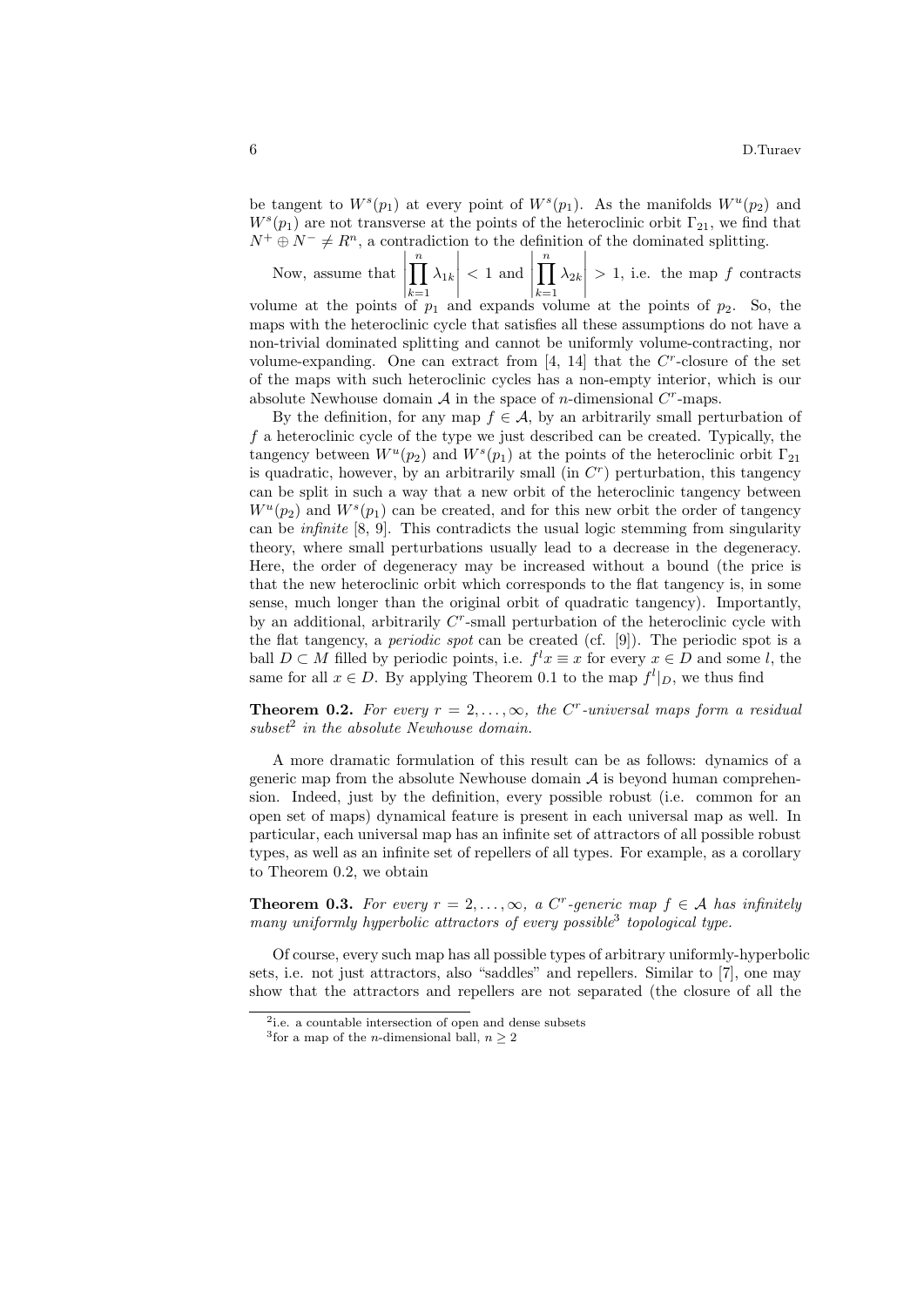be tangent to $W^s(p_1)$ at every point of $W^s(p_1)$. As the manifolds $W^u(p_2)$ and $W^s(p_1)$ are not transverse at the points of the heteroclinic orbit $\Gamma_{21}$, we find that $N^+ \oplus N^- \neq R^n$, a contradiction to the definition of the dominated splitting.

Now, assume that $\left|\prod_{k=1}^{n} \lambda_{1k}\right| < 1$ and $\left|\prod_{k=1}^{n} \lambda_{2k}\right| > 1$, i.e. the map $f$ contracts volume at the points of $p_1$ and expands volume at the points of $p_2$. So, the maps with the heteroclinic cycle that satisfies all these assumptions do not have a non-trivial dominated splitting and cannot be uniformly volume-contracting, nor volume-expanding. One can extract from [4, 14] that the $C^r$-closure of the set of the maps with such heteroclinic cycles has a non-empty interior, which is our absolute Newhouse domain $\mathcal{A}$ in the space of $n$-dimensional $C^r$-maps.

By the definition, for any map $f \in \mathcal{A}$, by an arbitrarily small perturbation of $f$ a heteroclinic cycle of the type we just described can be created. Typically, the tangency between $W^u(p_2)$ and $W^s(p_1)$ at the points of the heteroclinic orbit $\Gamma_{21}$ is quadratic, however, by an arbitrarily small (in $C^r$) perturbation, this tangency can be split in such a way that a new orbit of the heteroclinic tangency between $W^u(p_2)$ and $W^s(p_1)$ can be created, and for this new orbit the order of tangency can be *infinite* [8, 9]. This contradicts the usual logic stemming from singularity theory, where small perturbations usually lead to a decrease in the degeneracy. Here, the order of degeneracy may be increased without a bound (the price is that the new heteroclinic orbit which corresponds to the flat tangency is, in some sense, much longer than the original orbit of quadratic tangency). Importantly, by an additional, arbitrarily $C^r$-small perturbation of the heteroclinic cycle with the flat tangency, a *periodic spot* can be created (cf. [9]). The periodic spot is a ball $D \subset M$ filled by periodic points, i.e. $f^l x \equiv x$ for every $x \in D$ and some $l$, the same for all $x \in D$. By applying Theorem 0.1 to the map $f^l|_D$, we thus find

**Theorem 0.2.** *For every $r = 2, \ldots, \infty$, the $C^r$-universal maps form a residual subset[2] in the absolute Newhouse domain.*

A more dramatic formulation of this result can be as follows: dynamics of a generic map from the absolute Newhouse domain $\mathcal{A}$ is beyond human comprehension. Indeed, just by the definition, every possible robust (i.e. common for an open set of maps) dynamical feature is present in each universal map as well. In particular, each universal map has an infinite set of attractors of all possible robust types, as well as an infinite set of repellers of all types. For example, as a corollary to Theorem 0.2, we obtain

**Theorem 0.3.** *For every $r = 2, \ldots, \infty$, a $C^r$-generic map $f \in \mathcal{A}$ has infinitely many uniformly hyperbolic attractors of every possible[3] topological type.*

Of course, every such map has all possible types of arbitrary uniformly-hyperbolic sets, i.e. not just attractors, also "saddles" and repellers. Similar to [7], one may show that the attractors and repellers are not separated (the closure of all the

---

[2] i.e. a countable intersection of open and dense subsets

[3] for a map of the $n$-dimensional ball, $n \geq 2$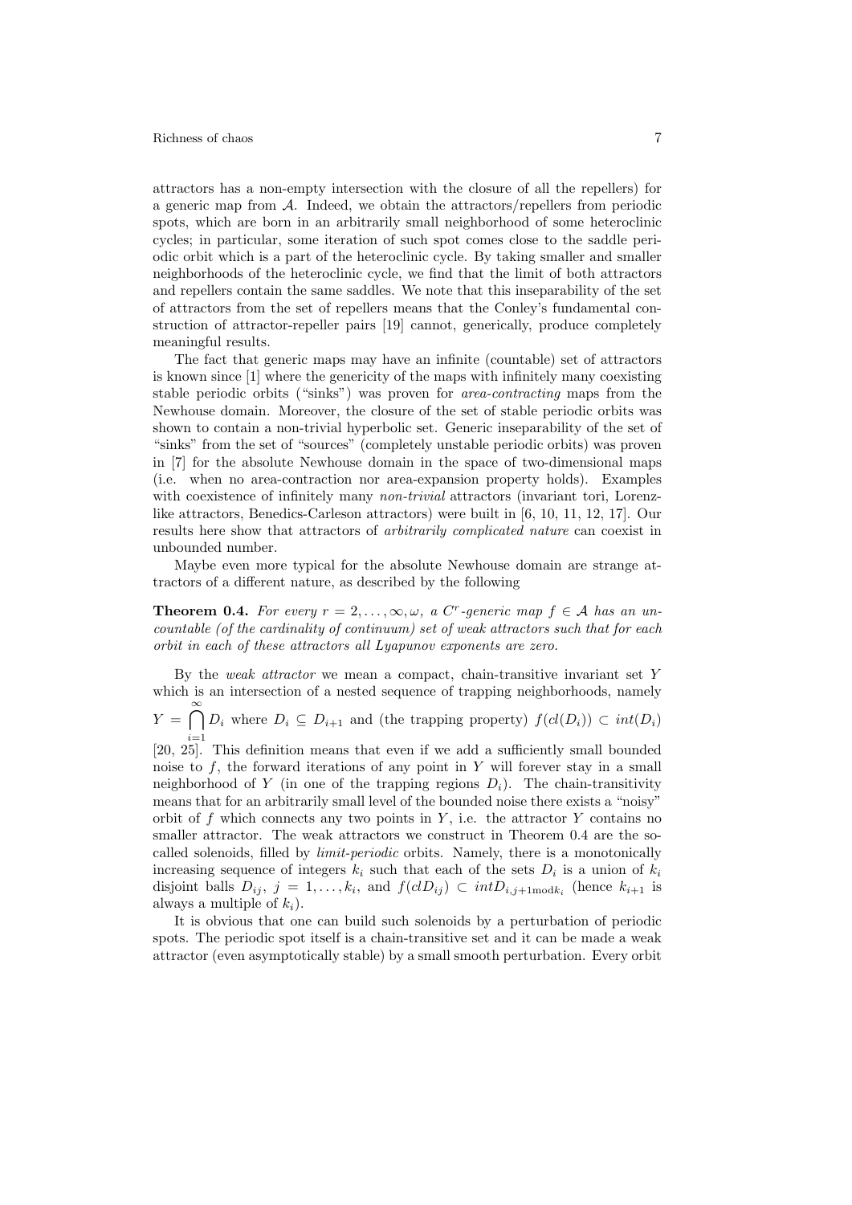attractors has a non-empty intersection with the closure of all the repellers) for a generic map from $\mathcal{A}$. Indeed, we obtain the attractors/repellers from periodic spots, which are born in an arbitrarily small neighborhood of some heteroclinic cycles; in particular, some iteration of such spot comes close to the saddle periodic orbit which is a part of the heteroclinic cycle. By taking smaller and smaller neighborhoods of the heteroclinic cycle, we find that the limit of both attractors and repellers contain the same saddles. We note that this inseparability of the set of attractors from the set of repellers means that the Conley's fundamental construction of attractor-repeller pairs [19] cannot, generically, produce completely meaningful results.

The fact that generic maps may have an infinite (countable) set of attractors is known since [1] where the genericity of the maps with infinitely many coexisting stable periodic orbits ("sinks") was proven for *area-contracting* maps from the Newhouse domain. Moreover, the closure of the set of stable periodic orbits was shown to contain a non-trivial hyperbolic set. Generic inseparability of the set of "sinks" from the set of "sources" (completely unstable periodic orbits) was proven in [7] for the absolute Newhouse domain in the space of two-dimensional maps (i.e. when no area-contraction nor area-expansion property holds). Examples with coexistence of infinitely many *non-trivial* attractors (invariant tori, Lorenz-like attractors, Benedics-Carleson attractors) were built in [6, 10, 11, 12, 17]. Our results here show that attractors of *arbitrarily complicated nature* can coexist in unbounded number.

Maybe even more typical for the absolute Newhouse domain are strange attractors of a different nature, as described by the following

**Theorem 0.4.** *For every $r = 2, \ldots, \infty, \omega$, a $C^r$-generic map $f \in \mathcal{A}$ has an uncountable (of the cardinality of continuum) set of weak attractors such that for each orbit in each of these attractors all Lyapunov exponents are zero.*

By the *weak attractor* we mean a compact, chain-transitive invariant set $Y$ which is an intersection of a nested sequence of trapping neighborhoods, namely $Y = \bigcap_{i=1}^{\infty} D_i$ where $D_i \subseteq D_{i+1}$ and (the trapping property) $f(cl(D_i)) \subset int(D_i)$ [20, 25]. This definition means that even if we add a sufficiently small bounded noise to $f$, the forward iterations of any point in $Y$ will forever stay in a small neighborhood of $Y$ (in one of the trapping regions $D_i$). The chain-transitivity means that for an arbitrarily small level of the bounded noise there exists a "noisy" orbit of $f$ which connects any two points in $Y$, i.e. the attractor $Y$ contains no smaller attractor. The weak attractors we construct in Theorem 0.4 are the so-called solenoids, filled by *limit-periodic* orbits. Namely, there is a monotonically increasing sequence of integers $k_i$ such that each of the sets $D_i$ is a union of $k_i$ disjoint balls $D_{ij}$, $j = 1, \ldots, k_i$, and $f(clD_{ij}) \subset intD_{i,j+1\bmod k_i}$ (hence $k_{i+1}$ is always a multiple of $k_i$).

It is obvious that one can build such solenoids by a perturbation of periodic spots. The periodic spot itself is a chain-transitive set and it can be made a weak attractor (even asymptotically stable) by a small smooth perturbation. Every orbit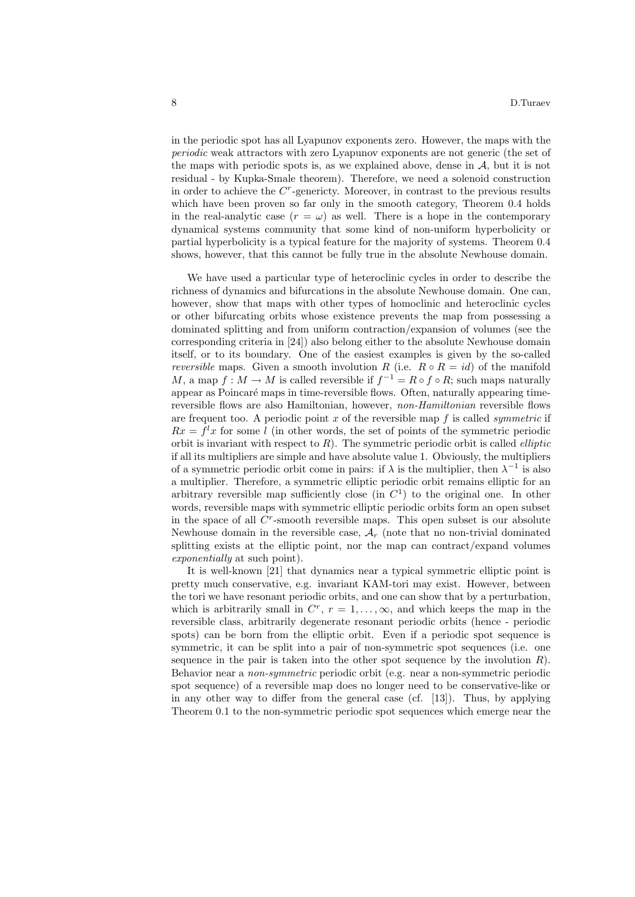in the periodic spot has all Lyapunov exponents zero. However, the maps with the *periodic* weak attractors with zero Lyapunov exponents are not generic (the set of the maps with periodic spots is, as we explained above, dense in $\mathcal{A}$, but it is not residual - by Kupka-Smale theorem). Therefore, we need a solenoid construction in order to achieve the $C^r$-genericty. Moreover, in contrast to the previous results which have been proven so far only in the smooth category, Theorem 0.4 holds in the real-analytic case ($r = \omega$) as well. There is a hope in the contemporary dynamical systems community that some kind of non-uniform hyperbolicity or partial hyperbolicity is a typical feature for the majority of systems. Theorem 0.4 shows, however, that this cannot be fully true in the absolute Newhouse domain.

We have used a particular type of heteroclinic cycles in order to describe the richness of dynamics and bifurcations in the absolute Newhouse domain. One can, however, show that maps with other types of homoclinic and heteroclinic cycles or other bifurcating orbits whose existence prevents the map from possessing a dominated splitting and from uniform contraction/expansion of volumes (see the corresponding criteria in [24]) also belong either to the absolute Newhouse domain itself, or to its boundary. One of the easiest examples is given by the so-called *reversible* maps. Given a smooth involution $R$ (i.e. $R \circ R = id$) of the manifold $M$, a map $f : M \to M$ is called reversible if $f^{-1} = R \circ f \circ R$; such maps naturally appear as Poincaré maps in time-reversible flows. Often, naturally appearing time-reversible flows are also Hamiltonian, however, *non-Hamiltonian* reversible flows are frequent too. A periodic point $x$ of the reversible map $f$ is called *symmetric* if $Rx = f^l x$ for some $l$ (in other words, the set of points of the symmetric periodic orbit is invariant with respect to $R$). The symmetric periodic orbit is called *elliptic* if all its multipliers are simple and have absolute value 1. Obviously, the multipliers of a symmetric periodic orbit come in pairs: if $\lambda$ is the multiplier, then $\lambda^{-1}$ is also a multiplier. Therefore, a symmetric elliptic periodic orbit remains elliptic for an arbitrary reversible map sufficiently close (in $C^1$) to the original one. In other words, reversible maps with symmetric elliptic periodic orbits form an open subset in the space of all $C^r$-smooth reversible maps. This open subset is our absolute Newhouse domain in the reversible case, $\mathcal{A}_r$ (note that no non-trivial dominated splitting exists at the elliptic point, nor the map can contract/expand volumes *exponentially* at such point).

It is well-known [21] that dynamics near a typical symmetric elliptic point is pretty much conservative, e.g. invariant KAM-tori may exist. However, between the tori we have resonant periodic orbits, and one can show that by a perturbation, which is arbitrarily small in $C^r$, $r = 1, \ldots, \infty$, and which keeps the map in the reversible class, arbitrarily degenerate resonant periodic orbits (hence - periodic spots) can be born from the elliptic orbit. Even if a periodic spot sequence is symmetric, it can be split into a pair of non-symmetric spot sequences (i.e. one sequence in the pair is taken into the other spot sequence by the involution $R$). Behavior near a *non-symmetric* periodic orbit (e.g. near a non-symmetric periodic spot sequence) of a reversible map does no longer need to be conservative-like or in any other way to differ from the general case (cf. [13]). Thus, by applying Theorem 0.1 to the non-symmetric periodic spot sequences which emerge near the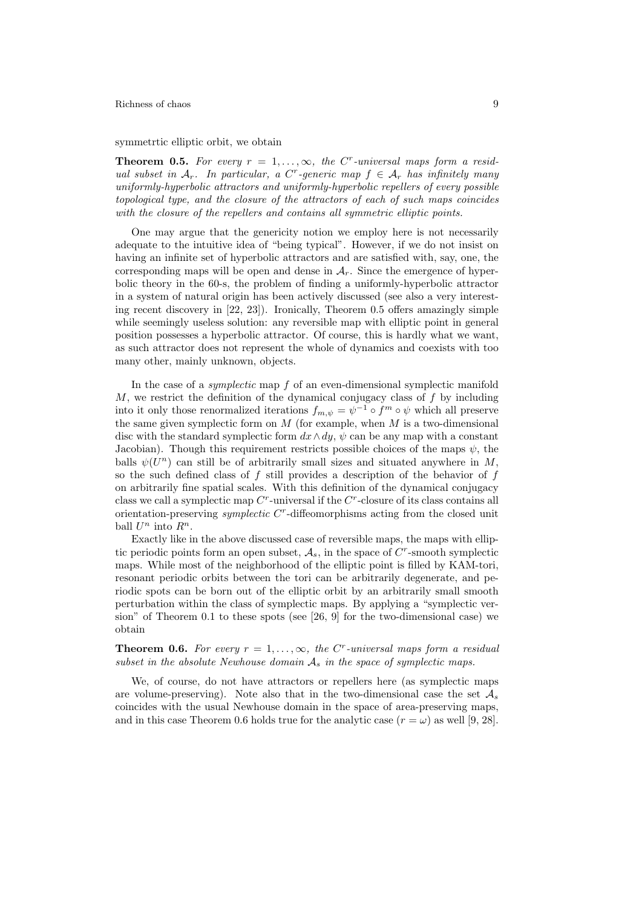symmetrtic elliptic orbit, we obtain

**Theorem 0.5.** *For every $r = 1, \ldots, \infty$, the $C^r$-universal maps form a residual subset in $\mathcal{A}_r$. In particular, a $C^r$-generic map $f \in \mathcal{A}_r$ has infinitely many uniformly-hyperbolic attractors and uniformly-hyperbolic repellers of every possible topological type, and the closure of the attractors of each of such maps coincides with the closure of the repellers and contains all symmetric elliptic points.*

One may argue that the genericity notion we employ here is not necessarily adequate to the intuitive idea of "being typical". However, if we do not insist on having an infinite set of hyperbolic attractors and are satisfied with, say, one, the corresponding maps will be open and dense in $\mathcal{A}_r$. Since the emergence of hyperbolic theory in the 60-s, the problem of finding a uniformly-hyperbolic attractor in a system of natural origin has been actively discussed (see also a very interesting recent discovery in [22, 23]). Ironically, Theorem 0.5 offers amazingly simple while seemingly useless solution: any reversible map with elliptic point in general position possesses a hyperbolic attractor. Of course, this is hardly what we want, as such attractor does not represent the whole of dynamics and coexists with too many other, mainly unknown, objects.

In the case of a *symplectic* map $f$ of an even-dimensional symplectic manifold $M$, we restrict the definition of the dynamical conjugacy class of $f$ by including into it only those renormalized iterations $f_{m,\psi} = \psi^{-1} \circ f^m \circ \psi$ which all preserve the same given symplectic form on $M$ (for example, when $M$ is a two-dimensional disc with the standard symplectic form $dx \wedge dy$, $\psi$ can be any map with a constant Jacobian). Though this requirement restricts possible choices of the maps $\psi$, the balls $\psi(U^n)$ can still be of arbitrarily small sizes and situated anywhere in $M$, so the such defined class of $f$ still provides a description of the behavior of $f$ on arbitrarily fine spatial scales. With this definition of the dynamical conjugacy class we call a symplectic map $C^r$-universal if the $C^r$-closure of its class contains all orientation-preserving *symplectic* $C^r$-diffeomorphisms acting from the closed unit ball $U^n$ into $R^n$.

Exactly like in the above discussed case of reversible maps, the maps with elliptic periodic points form an open subset, $\mathcal{A}_s$, in the space of $C^r$-smooth symplectic maps. While most of the neighborhood of the elliptic point is filled by KAM-tori, resonant periodic orbits between the tori can be arbitrarily degenerate, and periodic spots can be born out of the elliptic orbit by an arbitrarily small smooth perturbation within the class of symplectic maps. By applying a "symplectic version" of Theorem 0.1 to these spots (see [26, 9] for the two-dimensional case) we obtain

**Theorem 0.6.** *For every $r = 1, \ldots, \infty$, the $C^r$-universal maps form a residual subset in the absolute Newhouse domain $\mathcal{A}_s$ in the space of symplectic maps.*

We, of course, do not have attractors or repellers here (as symplectic maps are volume-preserving). Note also that in the two-dimensional case the set $\mathcal{A}_s$ coincides with the usual Newhouse domain in the space of area-preserving maps, and in this case Theorem 0.6 holds true for the analytic case ($r = \omega$) as well [9, 28].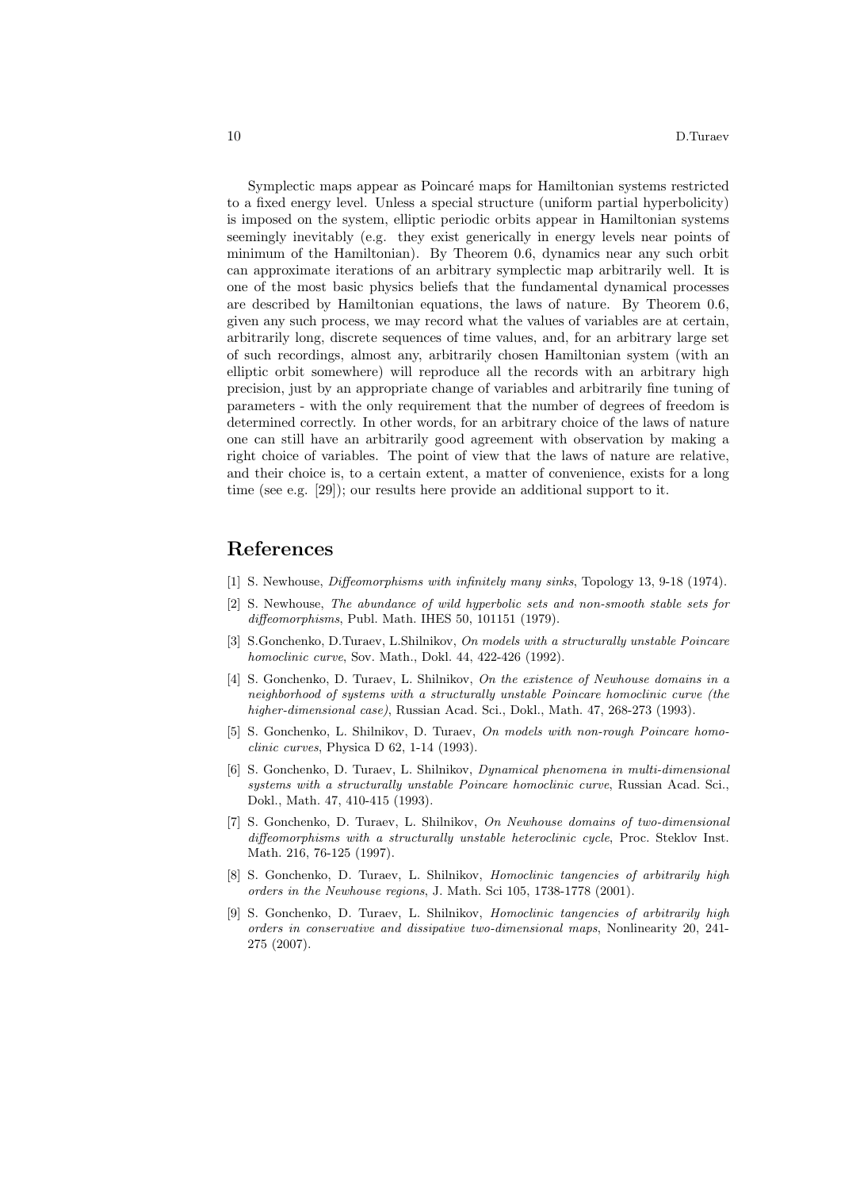Symplectic maps appear as Poincaré maps for Hamiltonian systems restricted to a fixed energy level. Unless a special structure (uniform partial hyperbolicity) is imposed on the system, elliptic periodic orbits appear in Hamiltonian systems seemingly inevitably (e.g. they exist generically in energy levels near points of minimum of the Hamiltonian). By Theorem 0.6, dynamics near any such orbit can approximate iterations of an arbitrary symplectic map arbitrarily well. It is one of the most basic physics beliefs that the fundamental dynamical processes are described by Hamiltonian equations, the laws of nature. By Theorem 0.6, given any such process, we may record what the values of variables are at certain, arbitrarily long, discrete sequences of time values, and, for an arbitrary large set of such recordings, almost any, arbitrarily chosen Hamiltonian system (with an elliptic orbit somewhere) will reproduce all the records with an arbitrary high precision, just by an appropriate change of variables and arbitrarily fine tuning of parameters - with the only requirement that the number of degrees of freedom is determined correctly. In other words, for an arbitrary choice of the laws of nature one can still have an arbitrarily good agreement with observation by making a right choice of variables. The point of view that the laws of nature are relative, and their choice is, to a certain extent, a matter of convenience, exists for a long time (see e.g. [29]); our results here provide an additional support to it.

# References

[1] S. Newhouse, *Diffeomorphisms with infinitely many sinks*, Topology 13, 9-18 (1974).

[2] S. Newhouse, *The abundance of wild hyperbolic sets and non-smooth stable sets for diffeomorphisms*, Publ. Math. IHES 50, 101151 (1979).

[3] S.Gonchenko, D.Turaev, L.Shilnikov, *On models with a structurally unstable Poincare homoclinic curve*, Sov. Math., Dokl. 44, 422-426 (1992).

[4] S. Gonchenko, D. Turaev, L. Shilnikov, *On the existence of Newhouse domains in a neighborhood of systems with a structurally unstable Poincare homoclinic curve (the higher-dimensional case)*, Russian Acad. Sci., Dokl., Math. 47, 268-273 (1993).

[5] S. Gonchenko, L. Shilnikov, D. Turaev, *On models with non-rough Poincare homoclinic curves*, Physica D 62, 1-14 (1993).

[6] S. Gonchenko, D. Turaev, L. Shilnikov, *Dynamical phenomena in multi-dimensional systems with a structurally unstable Poincare homoclinic curve*, Russian Acad. Sci., Dokl., Math. 47, 410-415 (1993).

[7] S. Gonchenko, D. Turaev, L. Shilnikov, *On Newhouse domains of two-dimensional diffeomorphisms with a structurally unstable heteroclinic cycle*, Proc. Steklov Inst. Math. 216, 76-125 (1997).

[8] S. Gonchenko, D. Turaev, L. Shilnikov, *Homoclinic tangencies of arbitrarily high orders in the Newhouse regions*, J. Math. Sci 105, 1738-1778 (2001).

[9] S. Gonchenko, D. Turaev, L. Shilnikov, *Homoclinic tangencies of arbitrarily high orders in conservative and dissipative two-dimensional maps*, Nonlinearity 20, 241-275 (2007).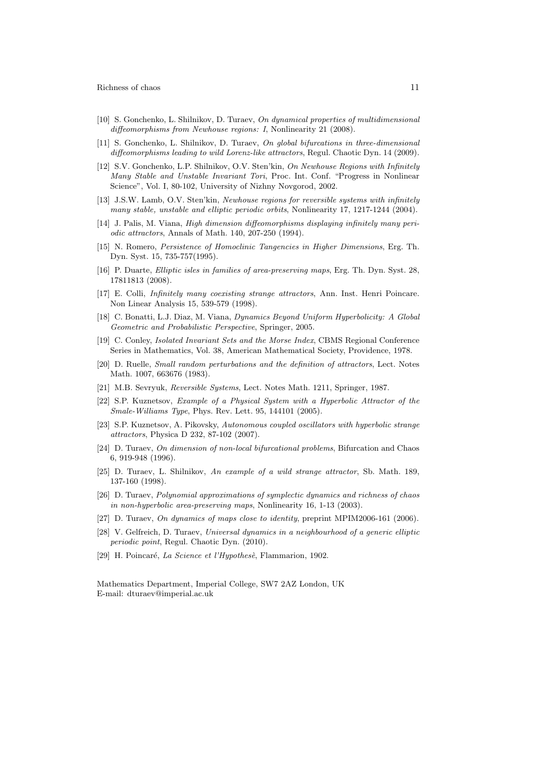[10] S. Gonchenko, L. Shilnikov, D. Turaev, *On dynamical properties of multidimensional diffeomorphisms from Newhouse regions: I*, Nonlinearity 21 (2008).

[11] S. Gonchenko, L. Shilnikov, D. Turaev, *On global bifurcations in three-dimensional diffeomorphisms leading to wild Lorenz-like attractors*, Regul. Chaotic Dyn. 14 (2009).

[12] S.V. Gonchenko, L.P. Shilnikov, O.V. Sten'kin, *On Newhouse Regions with Infinitely Many Stable and Unstable Invariant Tori*, Proc. Int. Conf. "Progress in Nonlinear Science", Vol. I, 80-102, University of Nizhny Novgorod, 2002.

[13] J.S.W. Lamb, O.V. Sten'kin, *Newhouse regions for reversible systems with infinitely many stable, unstable and elliptic periodic orbits*, Nonlinearity 17, 1217-1244 (2004).

[14] J. Palis, M. Viana, *High dimension diffeomorphisms displaying infinitely many periodic attractors*, Annals of Math. 140, 207-250 (1994).

[15] N. Romero, *Persistence of Homoclinic Tangencies in Higher Dimensions*, Erg. Th. Dyn. Syst. 15, 735-757(1995).

[16] P. Duarte, *Elliptic isles in families of area-preserving maps*, Erg. Th. Dyn. Syst. 28, 17811813 (2008).

[17] E. Colli, *Infinitely many coexisting strange attractors*, Ann. Inst. Henri Poincare. Non Linear Analysis 15, 539-579 (1998).

[18] C. Bonatti, L.J. Diaz, M. Viana, *Dynamics Beyond Uniform Hyperbolicity: A Global Geometric and Probabilistic Perspective*, Springer, 2005.

[19] C. Conley, *Isolated Invariant Sets and the Morse Index*, CBMS Regional Conference Series in Mathematics, Vol. 38, American Mathematical Society, Providence, 1978.

[20] D. Ruelle, *Small random perturbations and the definition of attractors*, Lect. Notes Math. 1007, 663676 (1983).

[21] M.B. Sevryuk, *Reversible Systems*, Lect. Notes Math. 1211, Springer, 1987.

[22] S.P. Kuznetsov, *Example of a Physical System with a Hyperbolic Attractor of the Smale-Williams Type*, Phys. Rev. Lett. 95, 144101 (2005).

[23] S.P. Kuznetsov, A. Pikovsky, *Autonomous coupled oscillators with hyperbolic strange attractors*, Physica D 232, 87-102 (2007).

[24] D. Turaev, *On dimension of non-local bifurcational problems*, Bifurcation and Chaos 6, 919-948 (1996).

[25] D. Turaev, L. Shilnikov, *An example of a wild strange attractor*, Sb. Math. 189, 137-160 (1998).

[26] D. Turaev, *Polynomial approximations of symplectic dynamics and richness of chaos in non-hyperbolic area-preserving maps*, Nonlinearity 16, 1-13 (2003).

[27] D. Turaev, *On dynamics of maps close to identity*, preprint MPIM2006-161 (2006).

[28] V. Gelfreich, D. Turaev, *Universal dynamics in a neighbourhood of a generic elliptic periodic point*, Regul. Chaotic Dyn. (2010).

[29] H. Poincaré, *La Science et l'Hypothesè*, Flammarion, 1902.

Mathematics Department, Imperial College, SW7 2AZ London, UK
E-mail: dturaev@imperial.ac.uk